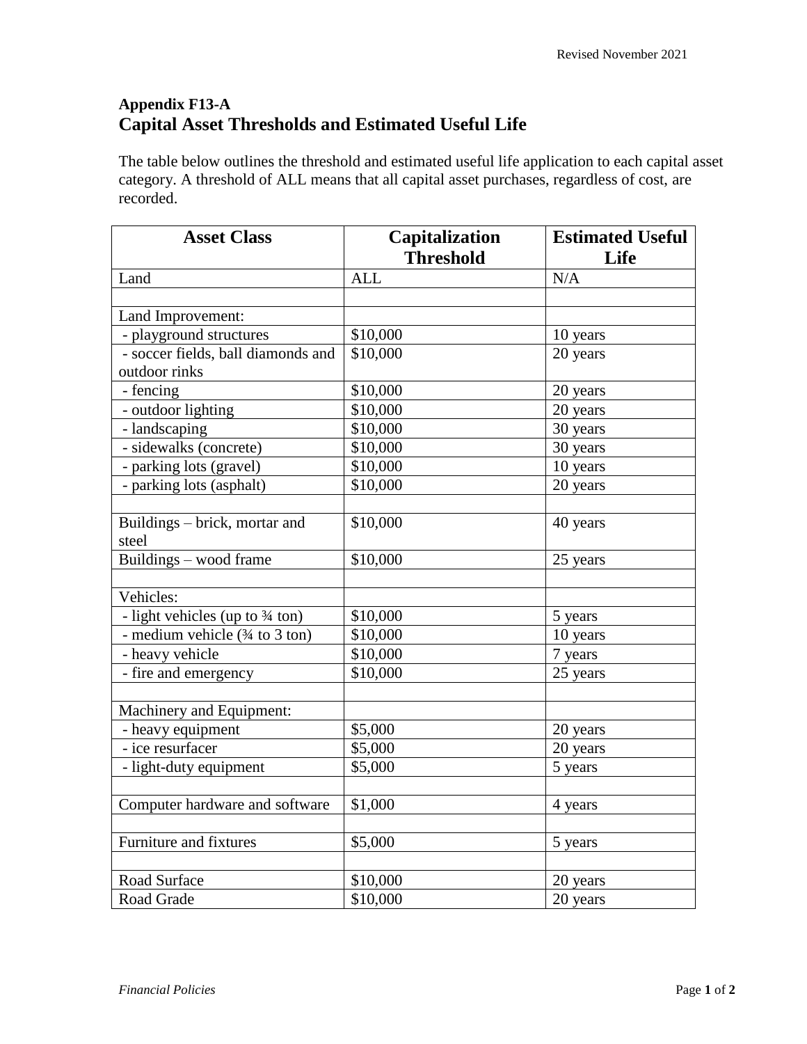**Appendix F13-A**

## Capital Asset Thresholds and Estimated Useful Life

The table below outlines the threshold and estimated useful life application to each capital asset category. A threshold of ALL means that all capital asset purchases, regardless of cost, are recorded.

| Asset Class | Capitalization Threshold | Estimated Useful Life |
|---|---|---|
| Land | ALL | N/A |
| | | |
| Land Improvement: | | |
| - playground structures | $10,000 | 10 years |
| - soccer fields, ball diamonds and outdoor rinks | $10,000 | 20 years |
| - fencing | $10,000 | 20 years |
| - outdoor lighting | $10,000 | 20 years |
| - landscaping | $10,000 | 30 years |
| - sidewalks (concrete) | $10,000 | 30 years |
| - parking lots (gravel) | $10,000 | 10 years |
| - parking lots (asphalt) | $10,000 | 20 years |
| | | |
| Buildings – brick, mortar and steel | $10,000 | 40 years |
| Buildings – wood frame | $10,000 | 25 years |
| | | |
| Vehicles: | | |
| - light vehicles (up to ¾ ton) | $10,000 | 5 years |
| - medium vehicle (¾ to 3 ton) | $10,000 | 10 years |
| - heavy vehicle | $10,000 | 7 years |
| - fire and emergency | $10,000 | 25 years |
| | | |
| Machinery and Equipment: | | |
| - heavy equipment | $5,000 | 20 years |
| - ice resurfacer | $5,000 | 20 years |
| - light-duty equipment | $5,000 | 5 years |
| | | |
| Computer hardware and software | $1,000 | 4 years |
| | | |
| Furniture and fixtures | $5,000 | 5 years |
| | | |
| Road Surface | $10,000 | 20 years |
| Road Grade | $10,000 | 20 years |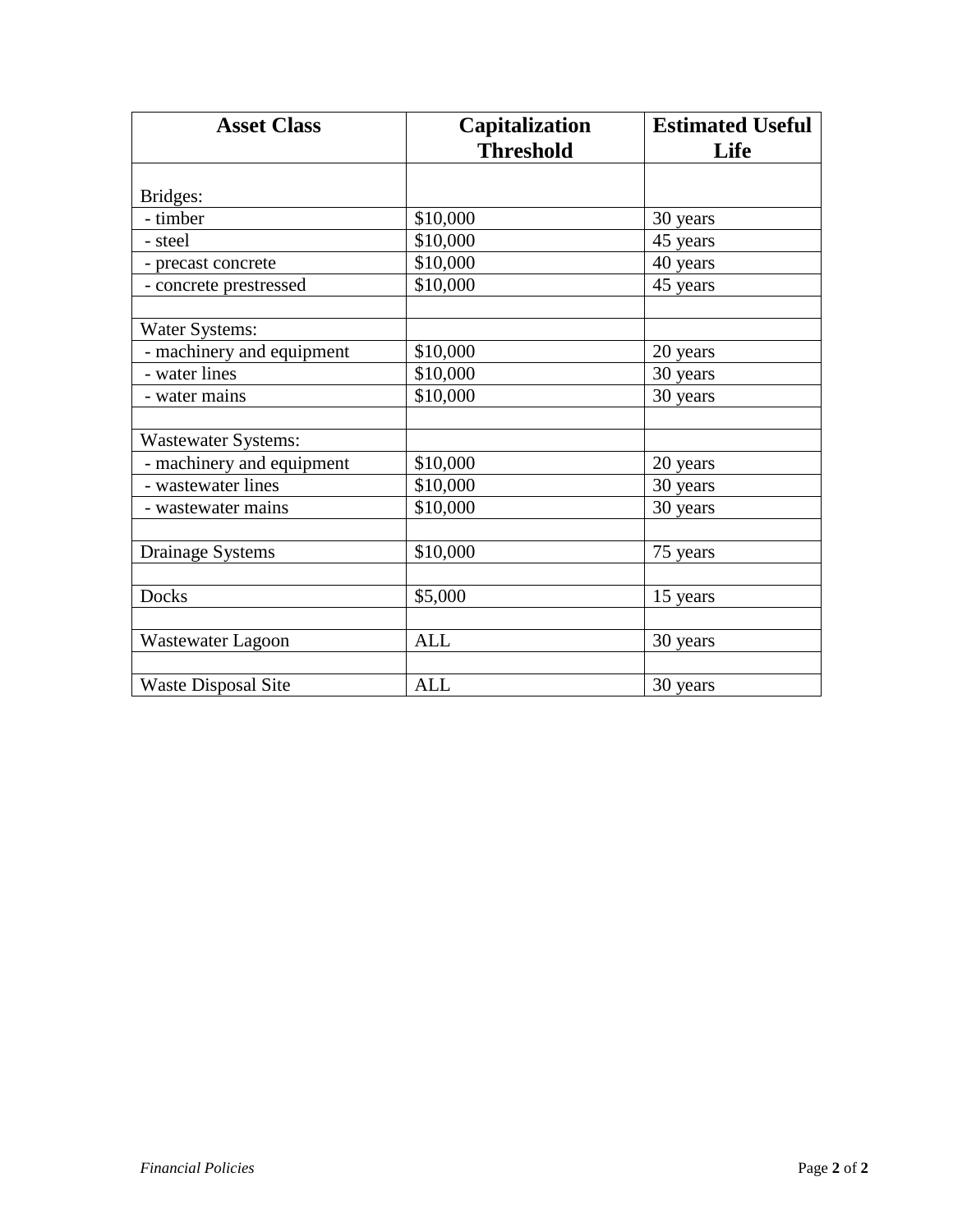| Asset Class | Capitalization Threshold | Estimated Useful Life |
|---|---|---|
| Bridges: | | |
| - timber | $10,000 | 30 years |
| - steel | $10,000 | 45 years |
| - precast concrete | $10,000 | 40 years |
| - concrete prestressed | $10,000 | 45 years |
| | | |
| Water Systems: | | |
| - machinery and equipment | $10,000 | 20 years |
| - water lines | $10,000 | 30 years |
| - water mains | $10,000 | 30 years |
| | | |
| Wastewater Systems: | | |
| - machinery and equipment | $10,000 | 20 years |
| - wastewater lines | $10,000 | 30 years |
| - wastewater mains | $10,000 | 30 years |
| | | |
| Drainage Systems | $10,000 | 75 years |
| | | |
| Docks | $5,000 | 15 years |
| | | |
| Wastewater Lagoon | ALL | 30 years |
| | | |
| Waste Disposal Site | ALL | 30 years |